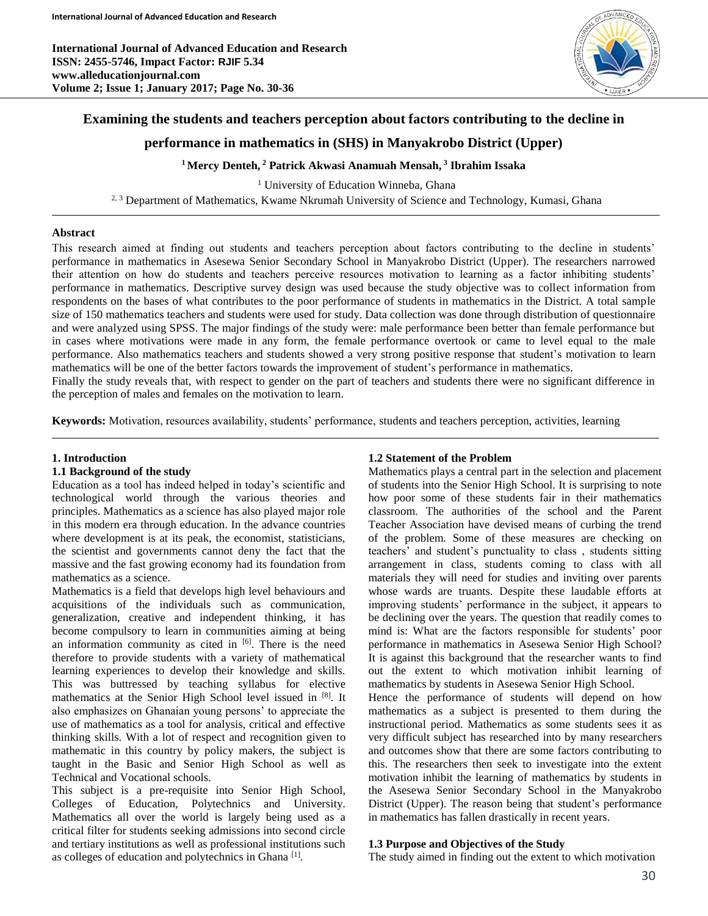# Examining the students and teachers perception about factors contributing to the decline in performance in mathematics in (SHS) in Manyakrobo District (Upper)

**[1] Mercy Denteh, [2] Patrick Akwasi Anamuah Mensah, [3] Ibrahim Issaka**

[1] University of Education Winneba, Ghana

[2, 3] Department of Mathematics, Kwame Nkrumah University of Science and Technology, Kumasi, Ghana

## Abstract

This research aimed at finding out students and teachers perception about factors contributing to the decline in students' performance in mathematics in Asesewa Senior Secondary School in Manyakrobo District (Upper). The researchers narrowed their attention on how do students and teachers perceive resources motivation to learning as a factor inhibiting students' performance in mathematics. Descriptive survey design was used because the study objective was to collect information from respondents on the bases of what contributes to the poor performance of students in mathematics in the District. A total sample size of 150 mathematics teachers and students were used for study. Data collection was done through distribution of questionnaire and were analyzed using SPSS. The major findings of the study were: male performance been better than female performance but in cases where motivations were made in any form, the female performance overtook or came to level equal to the male performance. Also mathematics teachers and students showed a very strong positive response that student's motivation to learn mathematics will be one of the better factors towards the improvement of student's performance in mathematics.

Finally the study reveals that, with respect to gender on the part of teachers and students there were no significant difference in the perception of males and females on the motivation to learn.

**Keywords:** Motivation, resources availability, students' performance, students and teachers perception, activities, learning

## 1. Introduction

### 1.1 Background of the study

Education as a tool has indeed helped in today's scientific and technological world through the various theories and principles. Mathematics as a science has also played major role in this modern era through education. In the advance countries where development is at its peak, the economist, statisticians, the scientist and governments cannot deny the fact that the massive and the fast growing economy had its foundation from mathematics as a science.

Mathematics is a field that develops high level behaviours and acquisitions of the individuals such as communication, generalization, creative and independent thinking, it has become compulsory to learn in communities aiming at being an information community as cited in [6]. There is the need therefore to provide students with a variety of mathematical learning experiences to develop their knowledge and skills. This was buttressed by teaching syllabus for elective mathematics at the Senior High School level issued in [8]. It also emphasizes on Ghanaian young persons' to appreciate the use of mathematics as a tool for analysis, critical and effective thinking skills. With a lot of respect and recognition given to mathematic in this country by policy makers, the subject is taught in the Basic and Senior High School as well as Technical and Vocational schools.

This subject is a pre-requisite into Senior High School, Colleges of Education, Polytechnics and University. Mathematics all over the world is largely being used as a critical filter for students seeking admissions into second circle and tertiary institutions as well as professional institutions such as colleges of education and polytechnics in Ghana [1].

### 1.2 Statement of the Problem

Mathematics plays a central part in the selection and placement of students into the Senior High School. It is surprising to note how poor some of these students fair in their mathematics classroom. The authorities of the school and the Parent Teacher Association have devised means of curbing the trend of the problem. Some of these measures are checking on teachers' and student's punctuality to class , students sitting arrangement in class, students coming to class with all materials they will need for studies and inviting over parents whose wards are truants. Despite these laudable efforts at improving students' performance in the subject, it appears to be declining over the years. The question that readily comes to mind is: What are the factors responsible for students' poor performance in mathematics in Asesewa Senior High School? It is against this background that the researcher wants to find out the extent to which motivation inhibit learning of mathematics by students in Asesewa Senior High School.

Hence the performance of students will depend on how mathematics as a subject is presented to them during the instructional period. Mathematics as some students sees it as very difficult subject has researched into by many researchers and outcomes show that there are some factors contributing to this. The researchers then seek to investigate into the extent motivation inhibit the learning of mathematics by students in the Asesewa Senior Secondary School in the Manyakrobo District (Upper). The reason being that student's performance in mathematics has fallen drastically in recent years.

### 1.3 Purpose and Objectives of the Study

The study aimed in finding out the extent to which motivation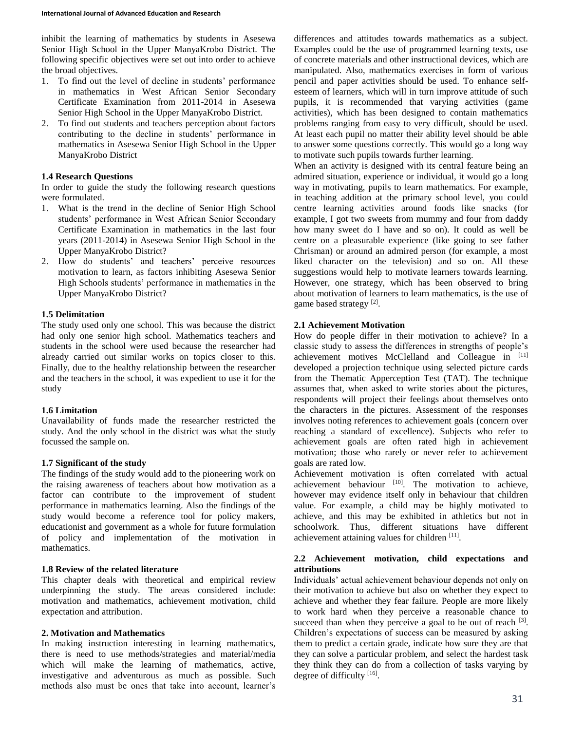inhibit the learning of mathematics by students in Asesewa Senior High School in the Upper ManyaKrobo District. The following specific objectives were set out into order to achieve the broad objectives.

1. To find out the level of decline in students' performance in mathematics in West African Senior Secondary Certificate Examination from 2011-2014 in Asesewa Senior High School in the Upper ManyaKrobo District.
2. To find out students and teachers perception about factors contributing to the decline in students' performance in mathematics in Asesewa Senior High School in the Upper ManyaKrobo District

### 1.4 Research Questions

In order to guide the study the following research questions were formulated.

1. What is the trend in the decline of Senior High School students' performance in West African Senior Secondary Certificate Examination in mathematics in the last four years (2011-2014) in Asesewa Senior High School in the Upper ManyaKrobo District?
2. How do students' and teachers' perceive resources motivation to learn, as factors inhibiting Asesewa Senior High Schools students' performance in mathematics in the Upper ManyaKrobo District?

### 1.5 Delimitation

The study used only one school. This was because the district had only one senior high school. Mathematics teachers and students in the school were used because the researcher had already carried out similar works on topics closer to this. Finally, due to the healthy relationship between the researcher and the teachers in the school, it was expedient to use it for the study

### 1.6 Limitation

Unavailability of funds made the researcher restricted the study. And the only school in the district was what the study focussed the sample on.

### 1.7 Significant of the study

The findings of the study would add to the pioneering work on the raising awareness of teachers about how motivation as a factor can contribute to the improvement of student performance in mathematics learning. Also the findings of the study would become a reference tool for policy makers, educationist and government as a whole for future formulation of policy and implementation of the motivation in mathematics.

### 1.8 Review of the related literature

This chapter deals with theoretical and empirical review underpinning the study. The areas considered include: motivation and mathematics, achievement motivation, child expectation and attribution.

## 2. Motivation and Mathematics

In making instruction interesting in learning mathematics, there is need to use methods/strategies and material/media which will make the learning of mathematics, active, investigative and adventurous as much as possible. Such methods also must be ones that take into account, learner's differences and attitudes towards mathematics as a subject. Examples could be the use of programmed learning texts, use of concrete materials and other instructional devices, which are manipulated. Also, mathematics exercises in form of various pencil and paper activities should be used. To enhance self-esteem of learners, which will in turn improve attitude of such pupils, it is recommended that varying activities (game activities), which has been designed to contain mathematics problems ranging from easy to very difficult, should be used. At least each pupil no matter their ability level should be able to answer some questions correctly. This would go a long way to motivate such pupils towards further learning.

When an activity is designed with its central feature being an admired situation, experience or individual, it would go a long way in motivating, pupils to learn mathematics. For example, in teaching addition at the primary school level, you could centre learning activities around foods like snacks (for example, I got two sweets from mummy and four from daddy how many sweet do I have and so on). It could as well be centre on a pleasurable experience (like going to see father Chrisman) or around an admired person (for example, a most liked character on the television) and so on. All these suggestions would help to motivate learners towards learning. However, one strategy, which has been observed to bring about motivation of learners to learn mathematics, is the use of game based strategy [2].

### 2.1 Achievement Motivation

How do people differ in their motivation to achieve? In a classic study to assess the differences in strengths of people's achievement motives McClelland and Colleague in [11] developed a projection technique using selected picture cards from the Thematic Apperception Test (TAT). The technique assumes that, when asked to write stories about the pictures, respondents will project their feelings about themselves onto the characters in the pictures. Assessment of the responses involves noting references to achievement goals (concern over reaching a standard of excellence). Subjects who refer to achievement goals are often rated high in achievement motivation; those who rarely or never refer to achievement goals are rated low.

Achievement motivation is often correlated with actual achievement behaviour [10]. The motivation to achieve, however may evidence itself only in behaviour that children value. For example, a child may be highly motivated to achieve, and this may be exhibited in athletics but not in schoolwork. Thus, different situations have different achievement attaining values for children [11].

### 2.2 Achievement motivation, child expectations and attributions

Individuals' actual achievement behaviour depends not only on their motivation to achieve but also on whether they expect to achieve and whether they fear failure. People are more likely to work hard when they perceive a reasonable chance to succeed than when they perceive a goal to be out of reach [3]. Children's expectations of success can be measured by asking them to predict a certain grade, indicate how sure they are that they can solve a particular problem, and select the hardest task they think they can do from a collection of tasks varying by degree of difficulty [16].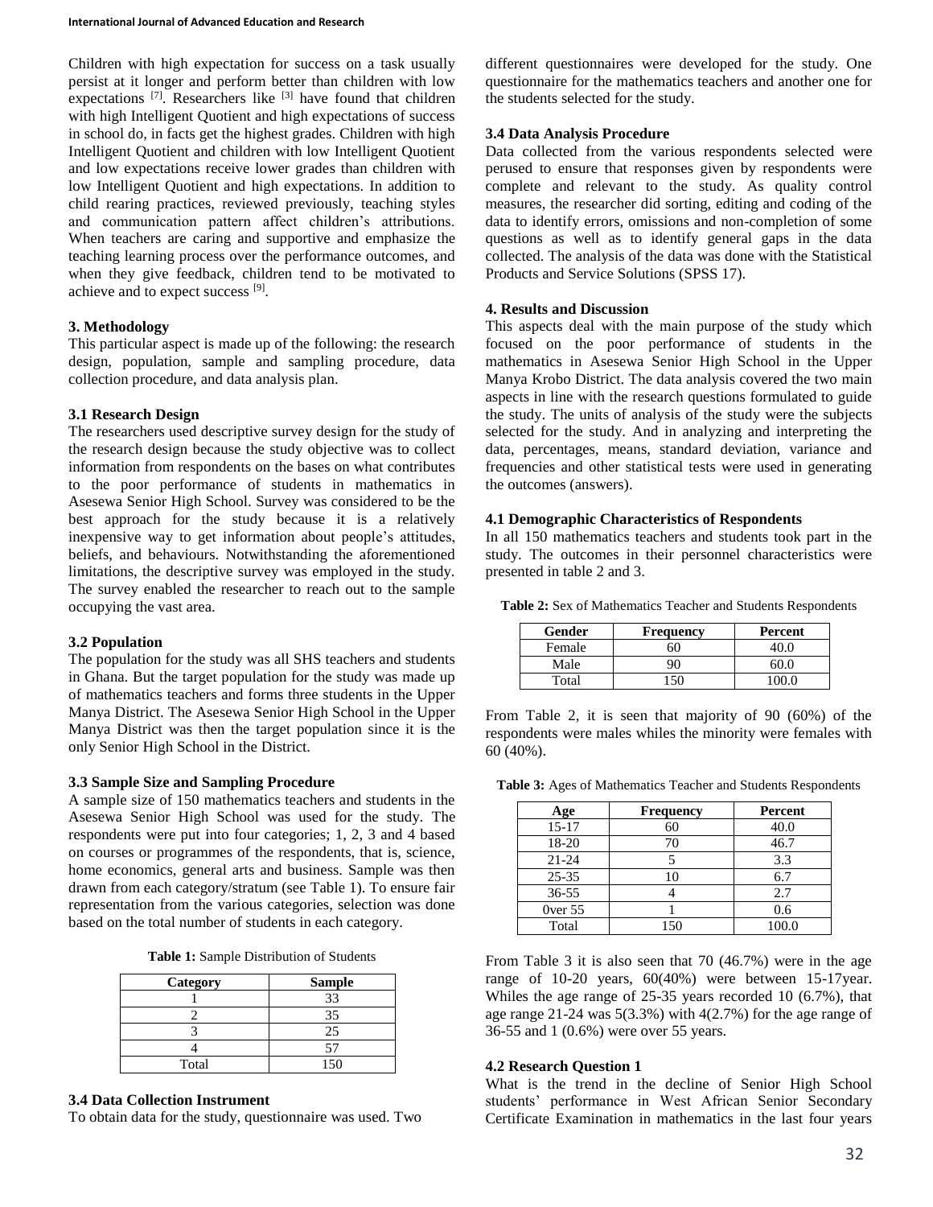Children with high expectation for success on a task usually persist at it longer and perform better than children with low expectations [7]. Researchers like [3] have found that children with high Intelligent Quotient and high expectations of success in school do, in facts get the highest grades. Children with high Intelligent Quotient and children with low Intelligent Quotient and low expectations receive lower grades than children with low Intelligent Quotient and high expectations. In addition to child rearing practices, reviewed previously, teaching styles and communication pattern affect children's attributions. When teachers are caring and supportive and emphasize the teaching learning process over the performance outcomes, and when they give feedback, children tend to be motivated to achieve and to expect success [9].

### 3. Methodology

This particular aspect is made up of the following: the research design, population, sample and sampling procedure, data collection procedure, and data analysis plan.

#### 3.1 Research Design

The researchers used descriptive survey design for the study of the research design because the study objective was to collect information from respondents on the bases on what contributes to the poor performance of students in mathematics in Asesewa Senior High School. Survey was considered to be the best approach for the study because it is a relatively inexpensive way to get information about people's attitudes, beliefs, and behaviours. Notwithstanding the aforementioned limitations, the descriptive survey was employed in the study. The survey enabled the researcher to reach out to the sample occupying the vast area.

#### 3.2 Population

The population for the study was all SHS teachers and students in Ghana. But the target population for the study was made up of mathematics teachers and forms three students in the Upper Manya District. The Asesewa Senior High School in the Upper Manya District was then the target population since it is the only Senior High School in the District.

#### 3.3 Sample Size and Sampling Procedure

A sample size of 150 mathematics teachers and students in the Asesewa Senior High School was used for the study. The respondents were put into four categories; 1, 2, 3 and 4 based on courses or programmes of the respondents, that is, science, home economics, general arts and business. Sample was then drawn from each category/stratum (see Table 1). To ensure fair representation from the various categories, selection was done based on the total number of students in each category.

**Table 1:** Sample Distribution of Students

| Category | Sample |
|---|---|
| 1 | 33 |
| 2 | 35 |
| 3 | 25 |
| 4 | 57 |
| Total | 150 |

#### 3.4 Data Collection Instrument

To obtain data for the study, questionnaire was used. Two different questionnaires were developed for the study. One questionnaire for the mathematics teachers and another one for the students selected for the study.

#### 3.4 Data Analysis Procedure

Data collected from the various respondents selected were perused to ensure that responses given by respondents were complete and relevant to the study. As quality control measures, the researcher did sorting, editing and coding of the data to identify errors, omissions and non-completion of some questions as well as to identify general gaps in the data collected. The analysis of the data was done with the Statistical Products and Service Solutions (SPSS 17).

### 4. Results and Discussion

This aspects deal with the main purpose of the study which focused on the poor performance of students in the mathematics in Asesewa Senior High School in the Upper Manya Krobo District. The data analysis covered the two main aspects in line with the research questions formulated to guide the study. The units of analysis of the study were the subjects selected for the study. And in analyzing and interpreting the data, percentages, means, standard deviation, variance and frequencies and other statistical tests were used in generating the outcomes (answers).

#### 4.1 Demographic Characteristics of Respondents

In all 150 mathematics teachers and students took part in the study. The outcomes in their personnel characteristics were presented in table 2 and 3.

**Table 2:** Sex of Mathematics Teacher and Students Respondents

| Gender | Frequency | Percent |
|---|---|---|
| Female | 60 | 40.0 |
| Male | 90 | 60.0 |
| Total | 150 | 100.0 |

From Table 2, it is seen that majority of 90 (60%) of the respondents were males whiles the minority were females with 60 (40%).

**Table 3:** Ages of Mathematics Teacher and Students Respondents

| Age | Frequency | Percent |
|---|---|---|
| 15-17 | 60 | 40.0 |
| 18-20 | 70 | 46.7 |
| 21-24 | 5 | 3.3 |
| 25-35 | 10 | 6.7 |
| 36-55 | 4 | 2.7 |
| 0ver 55 | 1 | 0.6 |
| Total | 150 | 100.0 |

From Table 3 it is also seen that 70 (46.7%) were in the age range of 10-20 years, 60(40%) were between 15-17year. Whiles the age range of 25-35 years recorded 10 (6.7%), that age range 21-24 was 5(3.3%) with 4(2.7%) for the age range of 36-55 and 1 (0.6%) were over 55 years.

#### 4.2 Research Question 1

What is the trend in the decline of Senior High School students' performance in West African Senior Secondary Certificate Examination in mathematics in the last four years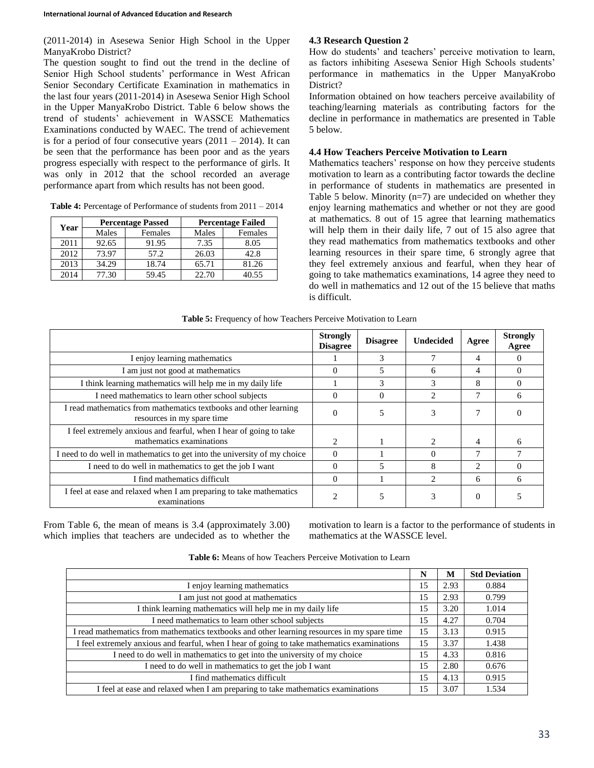(2011-2014) in Asesewa Senior High School in the Upper ManyaKrobo District?

The question sought to find out the trend in the decline of Senior High School students' performance in West African Senior Secondary Certificate Examination in mathematics in the last four years (2011-2014) in Asesewa Senior High School in the Upper ManyaKrobo District. Table 6 below shows the trend of students' achievement in WASSCE Mathematics Examinations conducted by WAEC. The trend of achievement is for a period of four consecutive years (2011 – 2014). It can be seen that the performance has been poor and as the years progress especially with respect to the performance of girls. It was only in 2012 that the school recorded an average performance apart from which results has not been good.

**Table 4:** Percentage of Performance of students from 2011 – 2014

| Year | Percentage Passed | | Percentage Failed | |
|---|---|---|---|---|
| | Males | Females | Males | Females |
| 2011 | 92.65 | 91.95 | 7.35 | 8.05 |
| 2012 | 73.97 | 57.2 | 26.03 | 42.8 |
| 2013 | 34.29 | 18.74 | 65.71 | 81.26 |
| 2014 | 77.30 | 59.45 | 22.70 | 40.55 |

### 4.3 Research Question 2

How do students' and teachers' perceive motivation to learn, as factors inhibiting Asesewa Senior High Schools students' performance in mathematics in the Upper ManyaKrobo District?

Information obtained on how teachers perceive availability of teaching/learning materials as contributing factors for the decline in performance in mathematics are presented in Table 5 below.

### 4.4 How Teachers Perceive Motivation to Learn

Mathematics teachers' response on how they perceive students motivation to learn as a contributing factor towards the decline in performance of students in mathematics are presented in Table 5 below. Minority (n=7) are undecided on whether they enjoy learning mathematics and whether or not they are good at mathematics. 8 out of 15 agree that learning mathematics will help them in their daily life, 7 out of 15 also agree that they read mathematics from mathematics textbooks and other learning resources in their spare time, 6 strongly agree that they feel extremely anxious and fearful, when they hear of going to take mathematics examinations, 14 agree they need to do well in mathematics and 12 out of the 15 believe that maths is difficult.

**Table 5:** Frequency of how Teachers Perceive Motivation to Learn

| | Strongly Disagree | Disagree | Undecided | Agree | Strongly Agree |
|---|---|---|---|---|---|
| I enjoy learning mathematics | 1 | 3 | 7 | 4 | 0 |
| I am just not good at mathematics | 0 | 5 | 6 | 4 | 0 |
| I think learning mathematics will help me in my daily life | 1 | 3 | 3 | 8 | 0 |
| I need mathematics to learn other school subjects | 0 | 0 | 2 | 7 | 6 |
| I read mathematics from mathematics textbooks and other learning resources in my spare time | 0 | 5 | 3 | 7 | 0 |
| I feel extremely anxious and fearful, when I hear of going to take mathematics examinations | 2 | 1 | 2 | 4 | 6 |
| I need to do well in mathematics to get into the university of my choice | 0 | 1 | 0 | 7 | 7 |
| I need to do well in mathematics to get the job I want | 0 | 5 | 8 | 2 | 0 |
| I find mathematics difficult | 0 | 1 | 2 | 6 | 6 |
| I feel at ease and relaxed when I am preparing to take mathematics examinations | 2 | 5 | 3 | 0 | 5 |

From Table 6, the mean of means is 3.4 (approximately 3.00) which implies that teachers are undecided as to whether the motivation to learn is a factor to the performance of students in mathematics at the WASSCE level.

**Table 6:** Means of how Teachers Perceive Motivation to Learn

| | N | M | Std Deviation |
|---|---|---|---|
| I enjoy learning mathematics | 15 | 2.93 | 0.884 |
| I am just not good at mathematics | 15 | 2.93 | 0.799 |
| I think learning mathematics will help me in my daily life | 15 | 3.20 | 1.014 |
| I need mathematics to learn other school subjects | 15 | 4.27 | 0.704 |
| I read mathematics from mathematics textbooks and other learning resources in my spare time | 15 | 3.13 | 0.915 |
| I feel extremely anxious and fearful, when I hear of going to take mathematics examinations | 15 | 3.37 | 1.438 |
| I need to do well in mathematics to get into the university of my choice | 15 | 4.33 | 0.816 |
| I need to do well in mathematics to get the job I want | 15 | 2.80 | 0.676 |
| I find mathematics difficult | 15 | 4.13 | 0.915 |
| I feel at ease and relaxed when I am preparing to take mathematics examinations | 15 | 3.07 | 1.534 |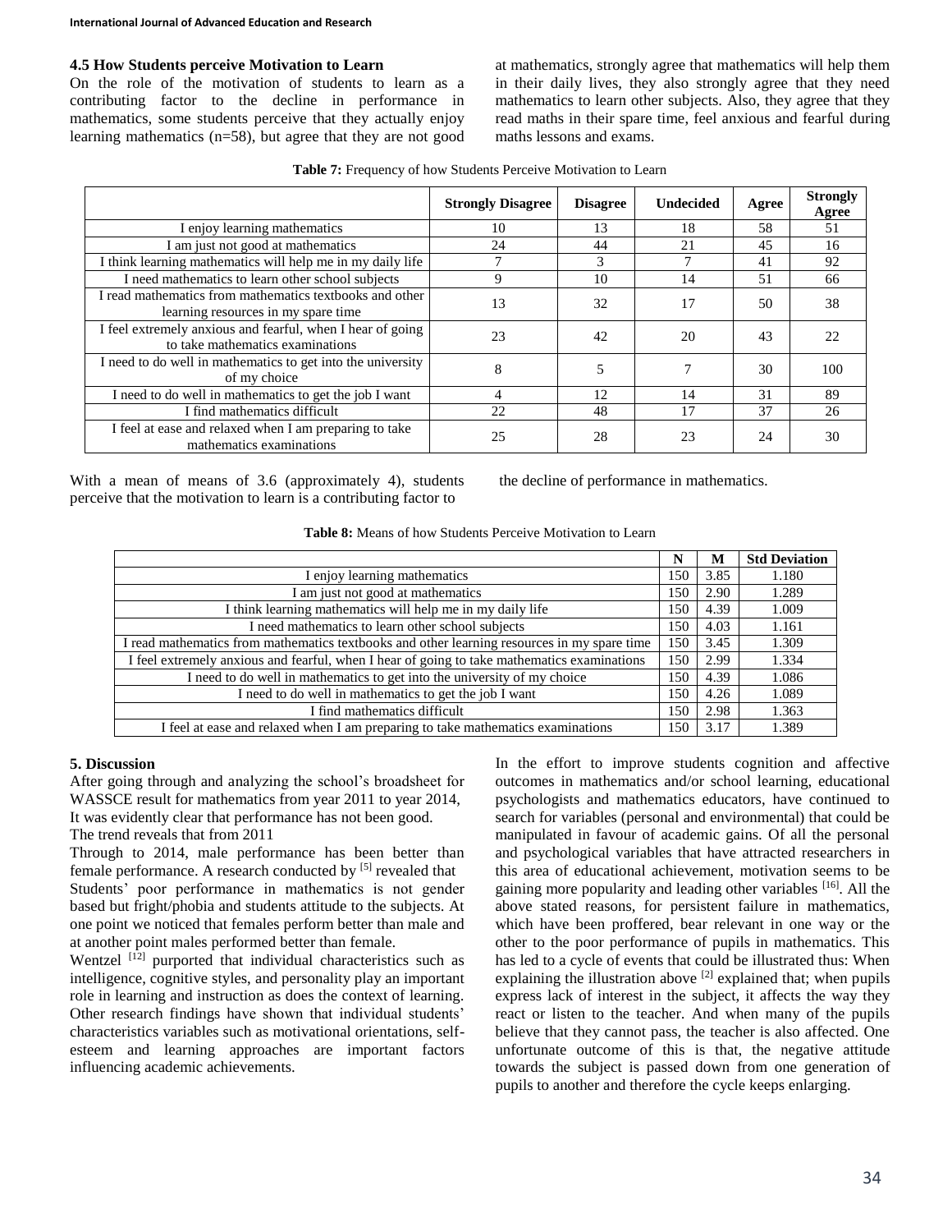### 4.5 How Students perceive Motivation to Learn

On the role of the motivation of students to learn as a contributing factor to the decline in performance in mathematics, some students perceive that they actually enjoy learning mathematics (n=58), but agree that they are not good at mathematics, strongly agree that mathematics will help them in their daily lives, they also strongly agree that they need mathematics to learn other subjects. Also, they agree that they read maths in their spare time, feel anxious and fearful during maths lessons and exams.

**Table 7:** Frequency of how Students Perceive Motivation to Learn

| | Strongly Disagree | Disagree | Undecided | Agree | Strongly Agree |
|---|---|---|---|---|---|
| I enjoy learning mathematics | 10 | 13 | 18 | 58 | 51 |
| I am just not good at mathematics | 24 | 44 | 21 | 45 | 16 |
| I think learning mathematics will help me in my daily life | 7 | 3 | 7 | 41 | 92 |
| I need mathematics to learn other school subjects | 9 | 10 | 14 | 51 | 66 |
| I read mathematics from mathematics textbooks and other learning resources in my spare time | 13 | 32 | 17 | 50 | 38 |
| I feel extremely anxious and fearful, when I hear of going to take mathematics examinations | 23 | 42 | 20 | 43 | 22 |
| I need to do well in mathematics to get into the university of my choice | 8 | 5 | 7 | 30 | 100 |
| I need to do well in mathematics to get the job I want | 4 | 12 | 14 | 31 | 89 |
| I find mathematics difficult | 22 | 48 | 17 | 37 | 26 |
| I feel at ease and relaxed when I am preparing to take mathematics examinations | 25 | 28 | 23 | 24 | 30 |

With a mean of means of 3.6 (approximately 4), students perceive that the motivation to learn is a contributing factor to the decline of performance in mathematics.

**Table 8:** Means of how Students Perceive Motivation to Learn

| | N | M | Std Deviation |
|---|---|---|---|
| I enjoy learning mathematics | 150 | 3.85 | 1.180 |
| I am just not good at mathematics | 150 | 2.90 | 1.289 |
| I think learning mathematics will help me in my daily life | 150 | 4.39 | 1.009 |
| I need mathematics to learn other school subjects | 150 | 4.03 | 1.161 |
| I read mathematics from mathematics textbooks and other learning resources in my spare time | 150 | 3.45 | 1.309 |
| I feel extremely anxious and fearful, when I hear of going to take mathematics examinations | 150 | 2.99 | 1.334 |
| I need to do well in mathematics to get into the university of my choice | 150 | 4.39 | 1.086 |
| I need to do well in mathematics to get the job I want | 150 | 4.26 | 1.089 |
| I find mathematics difficult | 150 | 2.98 | 1.363 |
| I feel at ease and relaxed when I am preparing to take mathematics examinations | 150 | 3.17 | 1.389 |

## 5. Discussion

After going through and analyzing the school's broadsheet for WASSCE result for mathematics from year 2011 to year 2014, It was evidently clear that performance has not been good.

The trend reveals that from 2011

Through to 2014, male performance has been better than female performance. A research conducted by [5] revealed that Students' poor performance in mathematics is not gender based but fright/phobia and students attitude to the subjects. At one point we noticed that females perform better than male and at another point males performed better than female.

Wentzel [12] purported that individual characteristics such as intelligence, cognitive styles, and personality play an important role in learning and instruction as does the context of learning. Other research findings have shown that individual students' characteristics variables such as motivational orientations, self-esteem and learning approaches are important factors influencing academic achievements.

In the effort to improve students cognition and affective outcomes in mathematics and/or school learning, educational psychologists and mathematics educators, have continued to search for variables (personal and environmental) that could be manipulated in favour of academic gains. Of all the personal and psychological variables that have attracted researchers in this area of educational achievement, motivation seems to be gaining more popularity and leading other variables [16]. All the above stated reasons, for persistent failure in mathematics, which have been proffered, bear relevant in one way or the other to the poor performance of pupils in mathematics. This has led to a cycle of events that could be illustrated thus: When explaining the illustration above [2] explained that; when pupils express lack of interest in the subject, it affects the way they react or listen to the teacher. And when many of the pupils believe that they cannot pass, the teacher is also affected. One unfortunate outcome of this is that, the negative attitude towards the subject is passed down from one generation of pupils to another and therefore the cycle keeps enlarging.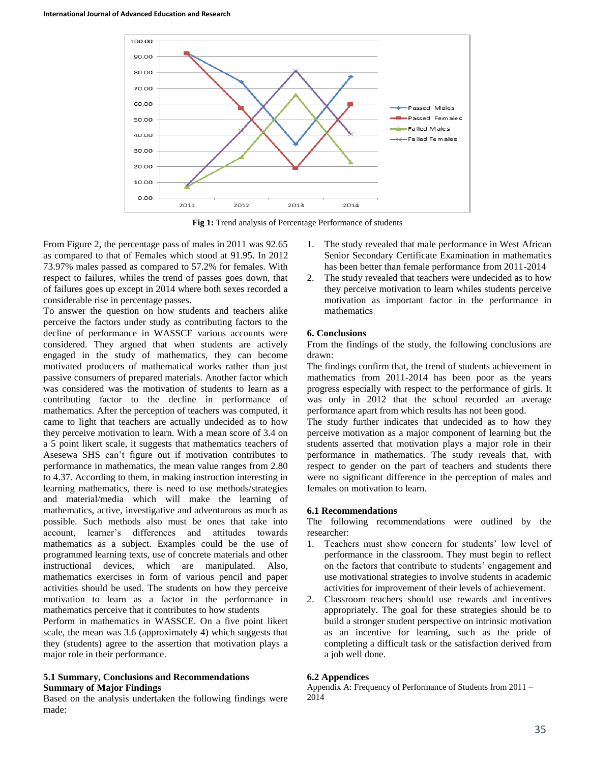Fig 1: Trend analysis of Percentage Performance of students

From Figure 2, the percentage pass of males in 2011 was 92.65 as compared to that of Females which stood at 91.95. In 2012 73.97% males passed as compared to 57.2% for females. With respect to failures, whiles the trend of passes goes down, that of failures goes up except in 2014 where both sexes recorded a considerable rise in percentage passes.

To answer the question on how students and teachers alike perceive the factors under study as contributing factors to the decline of performance in WASSCE various accounts were considered. They argued that when students are actively engaged in the study of mathematics, they can become motivated producers of mathematical works rather than just passive consumers of prepared materials. Another factor which was considered was the motivation of students to learn as a contributing factor to the decline in performance of mathematics. After the perception of teachers was computed, it came to light that teachers are actually undecided as to how they perceive motivation to learn. With a mean score of 3.4 on a 5 point likert scale, it suggests that mathematics teachers of Asesewa SHS can't figure out if motivation contributes to performance in mathematics, the mean value ranges from 2.80 to 4.37. According to them, in making instruction interesting in learning mathematics, there is need to use methods/strategies and material/media which will make the learning of mathematics, active, investigative and adventurous as much as possible. Such methods also must be ones that take into account, learner's differences and attitudes towards mathematics as a subject. Examples could be the use of programmed learning texts, use of concrete materials and other instructional devices, which are manipulated. Also, mathematics exercises in form of various pencil and paper activities should be used. The students on how they perceive motivation to learn as a factor in the performance in mathematics perceive that it contributes to how students

Perform in mathematics in WASSCE. On a five point likert scale, the mean was 3.6 (approximately 4) which suggests that they (students) agree to the assertion that motivation plays a major role in their performance.

## 5.1 Summary, Conclusions and Recommendations

**Summary of Major Findings**

Based on the analysis undertaken the following findings were made:

1. The study revealed that male performance in West African Senior Secondary Certificate Examination in mathematics has been better than female performance from 2011-2014
2. The study revealed that teachers were undecided as to how they perceive motivation to learn whiles students perceive motivation as important factor in the performance in mathematics

## 6. Conclusions

From the findings of the study, the following conclusions are drawn:

The findings confirm that, the trend of students achievement in mathematics from 2011-2014 has been poor as the years progress especially with respect to the performance of girls. It was only in 2012 that the school recorded an average performance apart from which results has not been good.

The study further indicates that undecided as to how they perceive motivation as a major component of learning but the students asserted that motivation plays a major role in their performance in mathematics. The study reveals that, with respect to gender on the part of teachers and students there were no significant difference in the perception of males and females on motivation to learn.

### 6.1 Recommendations

The following recommendations were outlined by the researcher:

1. Teachers must show concern for students' low level of performance in the classroom. They must begin to reflect on the factors that contribute to students' engagement and use motivational strategies to involve students in academic activities for improvement of their levels of achievement.
2. Classroom teachers should use rewards and incentives appropriately. The goal for these strategies should be to build a stronger student perspective on intrinsic motivation as an incentive for learning, such as the pride of completing a difficult task or the satisfaction derived from a job well done.

### 6.2 Appendices

Appendix A: Frequency of Performance of Students from 2011 – 2014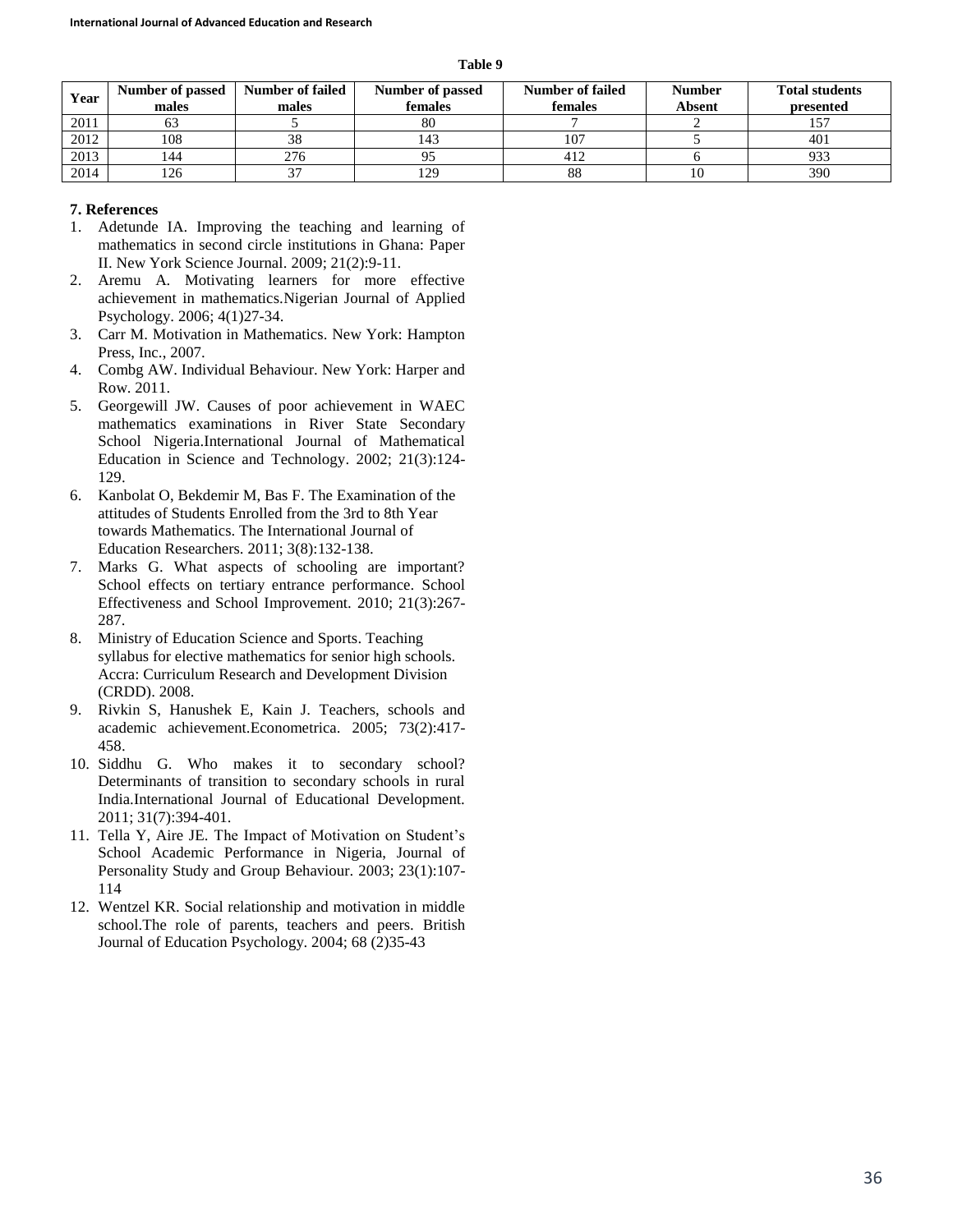**Table 9**

| Year | Number of passed males | Number of failed males | Number of passed females | Number of failed females | Number Absent | Total students presented |
|---|---|---|---|---|---|---|
| 2011 | 63 | 5 | 80 | 7 | 2 | 157 |
| 2012 | 108 | 38 | 143 | 107 | 5 | 401 |
| 2013 | 144 | 276 | 95 | 412 | 6 | 933 |
| 2014 | 126 | 37 | 129 | 88 | 10 | 390 |

## 7. References

1. Adetunde IA. Improving the teaching and learning of mathematics in second circle institutions in Ghana: Paper II. New York Science Journal. 2009; 21(2):9-11.
2. Aremu A. Motivating learners for more effective achievement in mathematics.Nigerian Journal of Applied Psychology. 2006; 4(1)27-34.
3. Carr M. Motivation in Mathematics. New York: Hampton Press, Inc., 2007.
4. Combg AW. Individual Behaviour. New York: Harper and Row. 2011.
5. Georgewill JW. Causes of poor achievement in WAEC mathematics examinations in River State Secondary School Nigeria.International Journal of Mathematical Education in Science and Technology. 2002; 21(3):124-129.
6. Kanbolat O, Bekdemir M, Bas F. The Examination of the attitudes of Students Enrolled from the 3rd to 8th Year towards Mathematics. The International Journal of Education Researchers. 2011; 3(8):132-138.
7. Marks G. What aspects of schooling are important? School effects on tertiary entrance performance. School Effectiveness and School Improvement. 2010; 21(3):267-287.
8. Ministry of Education Science and Sports. Teaching syllabus for elective mathematics for senior high schools. Accra: Curriculum Research and Development Division (CRDD). 2008.
9. Rivkin S, Hanushek E, Kain J. Teachers, schools and academic achievement.Econometrica. 2005; 73(2):417-458.
10. Siddhu G. Who makes it to secondary school? Determinants of transition to secondary schools in rural India.International Journal of Educational Development. 2011; 31(7):394-401.
11. Tella Y, Aire JE. The Impact of Motivation on Student's School Academic Performance in Nigeria, Journal of Personality Study and Group Behaviour. 2003; 23(1):107-114
12. Wentzel KR. Social relationship and motivation in middle school.The role of parents, teachers and peers. British Journal of Education Psychology. 2004; 68 (2)35-43